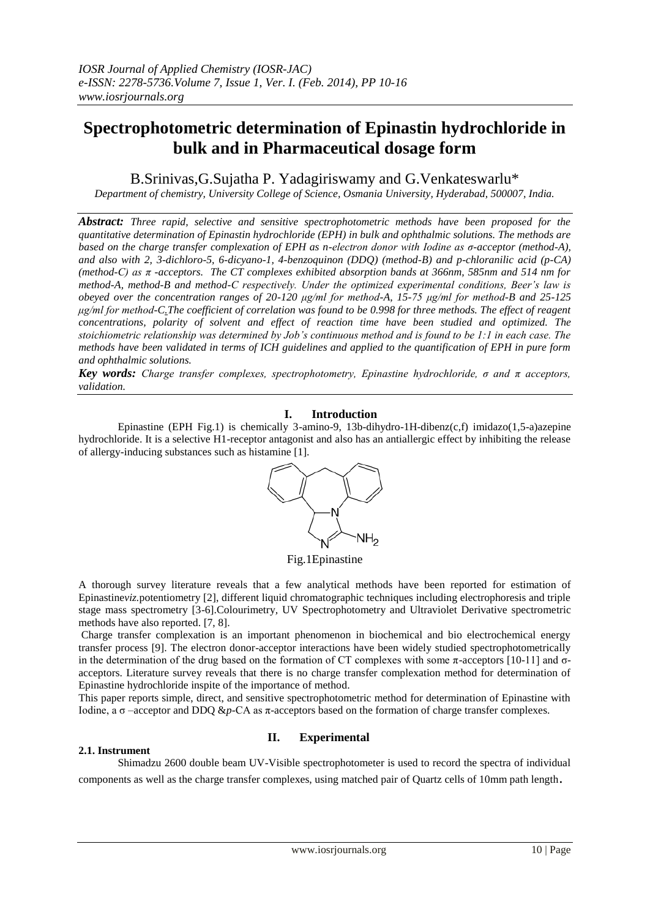# Spectrophotometric determination of Epinastin hydrochloride in bulk and in Pharmaceutical dosage form

B.Srinivas,G.Sujatha P. Yadagiriswamy and G.Venkateswarlu*

*Department of chemistry, University College of Science, Osmania University, Hyderabad, 500007, India.*

***Abstract:*** *Three rapid, selective and sensitive spectrophotometric methods have been proposed for the quantitative determination of Epinastin hydrochloride (EPH) in bulk and ophthalmic solutions. The methods are based on the charge transfer complexation of EPH as n-electron donor with Iodine as σ-acceptor (method-A), and also with 2, 3-dichloro-5, 6-dicyano-1, 4-benzoquinon (DDQ) (method-B) and p-chloranilic acid (p-CA) (method-C) as π -acceptors. The CT complexes exhibited absorption bands at 366nm, 585nm and 514 nm for method-A, method-B and method-C respectively. Under the optimized experimental conditions, Beer's law is obeyed over the concentration ranges of 20-120 μg/ml for method-A, 15-75 μg/ml for method-B and 25-125 μg/ml for method-C. The coefficient of correlation was found to be 0.998 for three methods. The effect of reagent concentrations, polarity of solvent and effect of reaction time have been studied and optimized. The stoichiometric relationship was determined by Job's continuous method and is found to be 1:1 in each case. The methods have been validated in terms of ICH guidelines and applied to the quantification of EPH in pure form and ophthalmic solutions.*

***Key words:*** *Charge transfer complexes, spectrophotometry, Epinastine hydrochloride, σ and π acceptors, validation.*

## I. Introduction

Epinastine (EPH Fig.1) is chemically 3-amino-9, 13b-dihydro-1H-dibenz(c,f) imidazo(1,5-a)azepine hydrochloride. It is a selective H1-receptor antagonist and also has an antiallergic effect by inhibiting the release of allergy-inducing substances such as histamine [1].

Fig.1Epinastine

A thorough survey literature reveals that a few analytical methods have been reported for estimation of Epinastine*viz.*potentiometry [2], different liquid chromatographic techniques including electrophoresis and triple stage mass spectrometry [3-6].Colourimetry, UV Spectrophotometry and Ultraviolet Derivative spectrometric methods have also reported. [7, 8].

Charge transfer complexation is an important phenomenon in biochemical and bio electrochemical energy transfer process [9]. The electron donor-acceptor interactions have been widely studied spectrophotometrically in the determination of the drug based on the formation of CT complexes with some π-acceptors [10-11] and σ-acceptors. Literature survey reveals that there is no charge transfer complexation method for determination of Epinastine hydrochloride inspite of the importance of method.

This paper reports simple, direct, and sensitive spectrophotometric method for determination of Epinastine with Iodine, a σ –acceptor and DDQ &*p*-CA as π-acceptors based on the formation of charge transfer complexes.

## II. Experimental

### 2.1. Instrument

Shimadzu 2600 double beam UV-Visible spectrophotometer is used to record the spectra of individual components as well as the charge transfer complexes, using matched pair of Quartz cells of 10mm path length.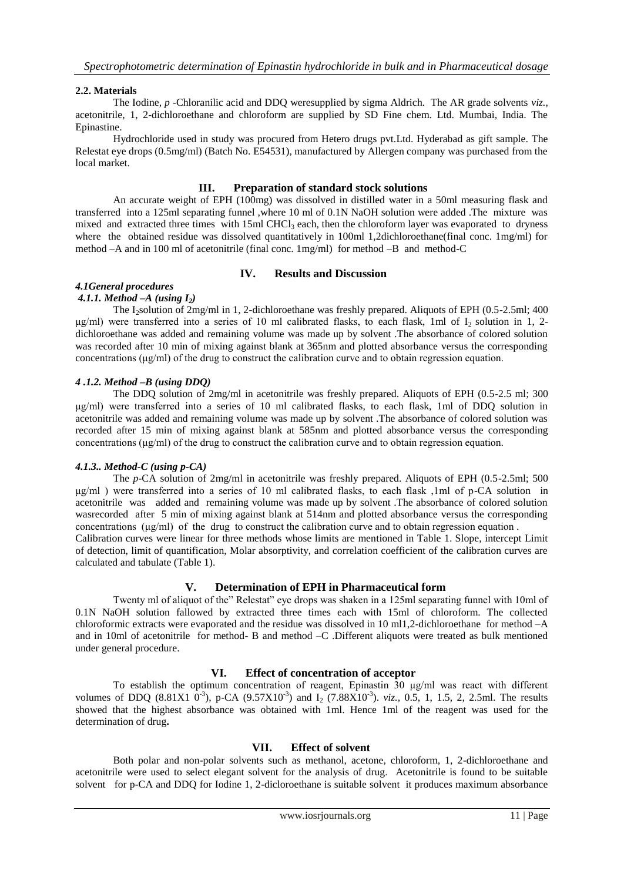### 2.2. Materials

The Iodine, *p* -Chloranilic acid and DDQ weresupplied by sigma Aldrich. The AR grade solvents *viz.*, acetonitrile, 1, 2-dichloroethane and chloroform are supplied by SD Fine chem. Ltd. Mumbai, India. The Epinastine.

Hydrochloride used in study was procured from Hetero drugs pvt.Ltd. Hyderabad as gift sample. The Relestat eye drops (0.5mg/ml) (Batch No. E54531), manufactured by Allergen company was purchased from the local market.

## III. Preparation of standard stock solutions

An accurate weight of EPH (100mg) was dissolved in distilled water in a 50ml measuring flask and transferred into a 125ml separating funnel ,where 10 ml of 0.1N NaOH solution were added .The mixture was mixed and extracted three times with 15ml $CHCl_3$ each, then the chloroform layer was evaporated to dryness where the obtained residue was dissolved quantitatively in 100ml 1,2dichloroethane(final conc. 1mg/ml) for method –A and in 100 ml of acetonitrile (final conc. 1mg/ml) for method –B and method-C

## IV. Results and Discussion

### *4.1General procedures*

#### *4.1.1. Method –A (using $I_2$)*

The $I_2$solution of 2mg/ml in 1, 2-dichloroethane was freshly prepared. Aliquots of EPH (0.5-2.5ml; 400 µg/ml) were transferred into a series of 10 ml calibrated flasks, to each flask, 1ml of $I_2$ solution in 1, 2-dichloroethane was added and remaining volume was made up by solvent .The absorbance of colored solution was recorded after 10 min of mixing against blank at 365nm and plotted absorbance versus the corresponding concentrations (µg/ml) of the drug to construct the calibration curve and to obtain regression equation.

#### *4 .1.2. Method –B (using DDQ)*

The DDQ solution of 2mg/ml in acetonitrile was freshly prepared. Aliquots of EPH (0.5-2.5 ml; 300 µg/ml) were transferred into a series of 10 ml calibrated flasks, to each flask, 1ml of DDQ solution in acetonitrile was added and remaining volume was made up by solvent .The absorbance of colored solution was recorded after 15 min of mixing against blank at 585nm and plotted absorbance versus the corresponding concentrations (µg/ml) of the drug to construct the calibration curve and to obtain regression equation.

#### *4.1.3.. Method-C (using p-CA)*

The *p*-CA solution of 2mg/ml in acetonitrile was freshly prepared. Aliquots of EPH (0.5-2.5ml; 500 µg/ml ) were transferred into a series of 10 ml calibrated flasks, to each flask ,1ml of p-CA solution in acetonitrile was added and remaining volume was made up by solvent .The absorbance of colored solution wasrecorded after 5 min of mixing against blank at 514nm and plotted absorbance versus the corresponding concentrations (µg/ml) of the drug to construct the calibration curve and to obtain regression equation .

Calibration curves were linear for three methods whose limits are mentioned in Table 1. Slope, intercept Limit of detection, limit of quantification, Molar absorptivity, and correlation coefficient of the calibration curves are calculated and tabulate (Table 1).

## V. Determination of EPH in Pharmaceutical form

Twenty ml of aliquot of the" Relestat" eye drops was shaken in a 125ml separating funnel with 10ml of 0.1N NaOH solution fallowed by extracted three times each with 15ml of chloroform. The collected chloroformic extracts were evaporated and the residue was dissolved in 10 ml1,2-dichloroethane for method –A and in 10ml of acetonitrile for method- B and method –C .Different aliquots were treated as bulk mentioned under general procedure.

## VI. Effect of concentration of acceptor

To establish the optimum concentration of reagent, Epinastin 30 µg/ml was react with different volumes of DDQ ($8.81X1\ 0^{-3}$), p-CA ($9.57X10^{-3}$) and $I_2$ ($7.88X10^{-3}$). *viz.,* 0.5, 1, 1.5, 2, 2.5ml. The results showed that the highest absorbance was obtained with 1ml. Hence 1ml of the reagent was used for the determination of drug**.**

## VII. Effect of solvent

Both polar and non-polar solvents such as methanol, acetone, chloroform, 1, 2-dichloroethane and acetonitrile were used to select elegant solvent for the analysis of drug. Acetonitrile is found to be suitable solvent for p-CA and DDQ for Iodine 1, 2-dicloroethane is suitable solvent it produces maximum absorbance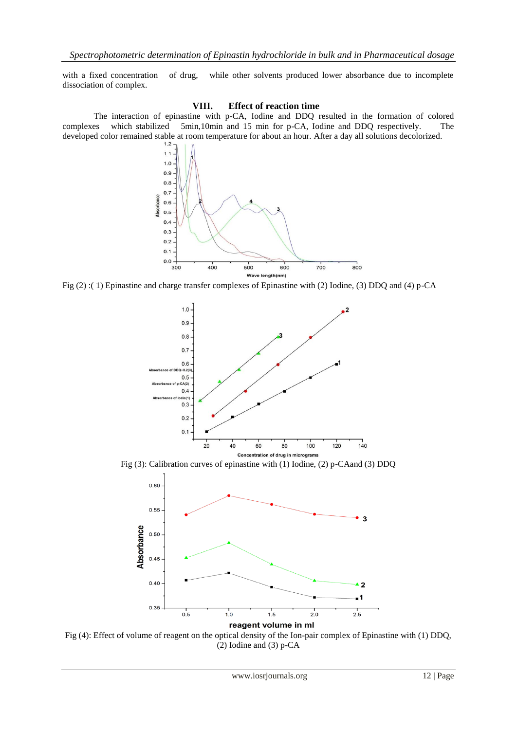with a fixed concentration of drug, while other solvents produced lower absorbance due to incomplete dissociation of complex.

## VIII. Effect of reaction time

The interaction of epinastine with p-CA, Iodine and DDQ resulted in the formation of colored complexes which stabilized 5min,10min and 15 min for p-CA, Iodine and DDQ respectively. The developed color remained stable at room temperature for about an hour. After a day all solutions decolorized.

Fig (2) :( 1) Epinastine and charge transfer complexes of Epinastine with (2) Iodine, (3) DDQ and (4) p-CA

Fig (3): Calibration curves of epinastine with (1) Iodine, (2) p-CAand (3) DDQ

Fig (4): Effect of volume of reagent on the optical density of the Ion-pair complex of Epinastine with (1) DDQ, (2) Iodine and (3) p-CA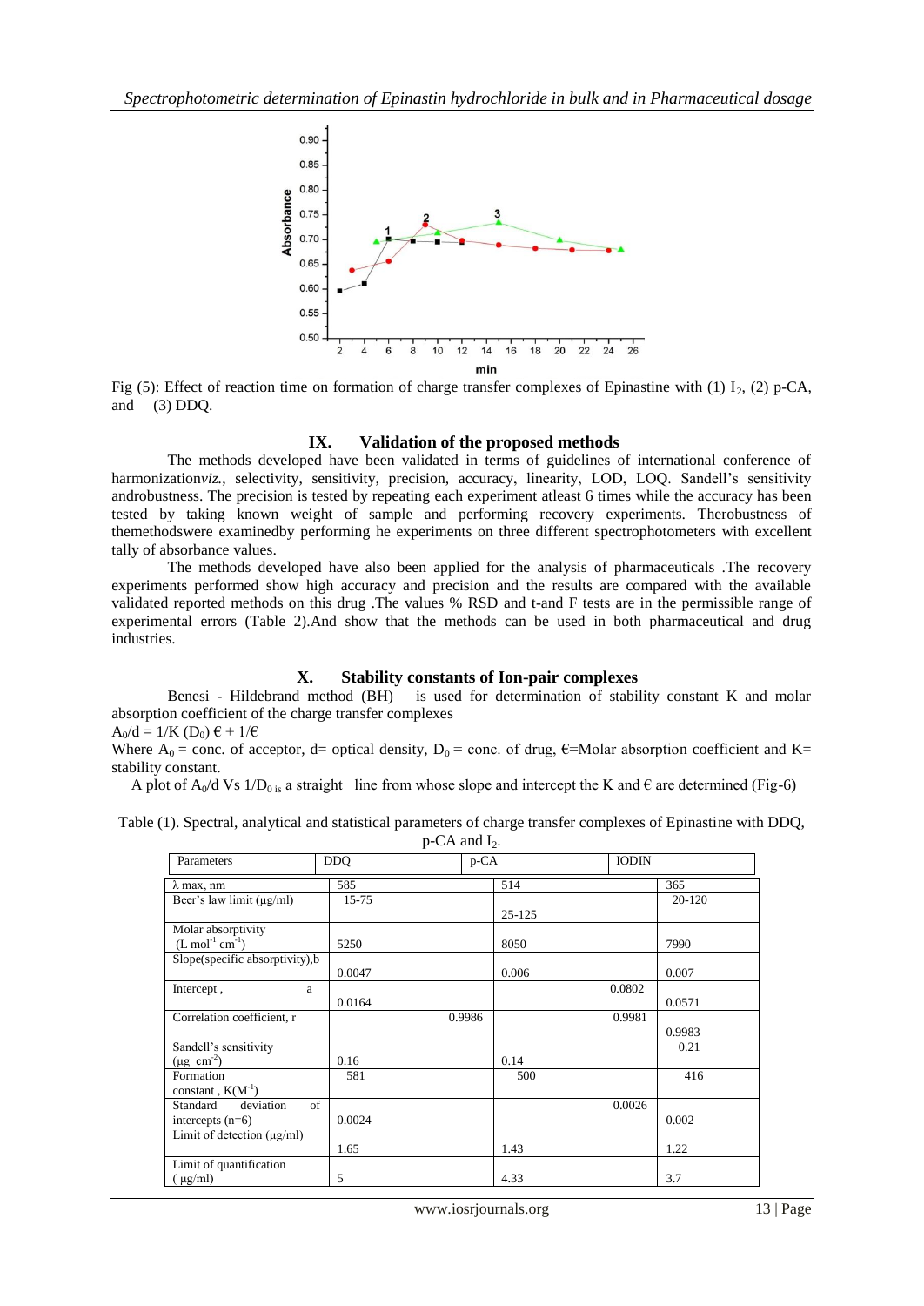Fig (5): Effect of reaction time on formation of charge transfer complexes of Epinastine with (1) $I_2$, (2) p-CA, and (3) DDQ.

## IX. Validation of the proposed methods

The methods developed have been validated in terms of guidelines of international conference of harmonization*viz.*, selectivity, sensitivity, precision, accuracy, linearity, LOD, LOQ. Sandell's sensitivity androbustness. The precision is tested by repeating each experiment atleast 6 times while the accuracy has been tested by taking known weight of sample and performing recovery experiments. Therobustness of themethodswere examinedby performing he experiments on three different spectrophotometers with excellent tally of absorbance values.

The methods developed have also been applied for the analysis of pharmaceuticals .The recovery experiments performed show high accuracy and precision and the results are compared with the available validated reported methods on this drug .The values % RSD and t-and F tests are in the permissible range of experimental errors (Table 2).And show that the methods can be used in both pharmaceutical and drug industries.

## X. Stability constants of Ion-pair complexes

Benesi - Hildebrand method (BH) is used for determination of stability constant K and molar absorption coefficient of the charge transfer complexes

$A_0/d = 1/K\,(D_0)\,€ + 1/€$

Where $A_0$ = conc. of acceptor, d= optical density, $D_0$ = conc. of drug, €=Molar absorption coefficient and K= stability constant.

A plot of $A_0/d$ Vs $1/D_0$ is a straight line from whose slope and intercept the K and € are determined (Fig-6)

Table (1). Spectral, analytical and statistical parameters of charge transfer complexes of Epinastine with DDQ, p-CA and $I_2$.

| Parameters | DDQ | p-CA | IODIN |
|---|---|---|---|
| λ max, nm | 585 | 514 | 365 |
| Beer's law limit (μg/ml) | 15-75 | 25-125 | 20-120 |
| Molar absorptivity (L $mol^{-1}$ $cm^{-1}$) | 5250 | 8050 | 7990 |
| Slope(specific absorptivity),b | 0.0047 | 0.006 | 0.007 |
| Intercept , a | 0.0164 | 0.0802 | 0.0571 |
| Correlation coefficient, r | 0.9986 | 0.9981 | 0.9983 |
| Sandell's sensitivity (μg $cm^{-2}$) | 0.16 | 0.14 | 0.21 |
| Formation constant , K($M^{-1}$) | 581 | 500 | 416 |
| Standard deviation of intercepts (n=6) | 0.0024 | 0.0026 | 0.002 |
| Limit of detection (μg/ml) | 1.65 | 1.43 | 1.22 |
| Limit of quantification ( μg/ml) | 5 | 4.33 | 3.7 |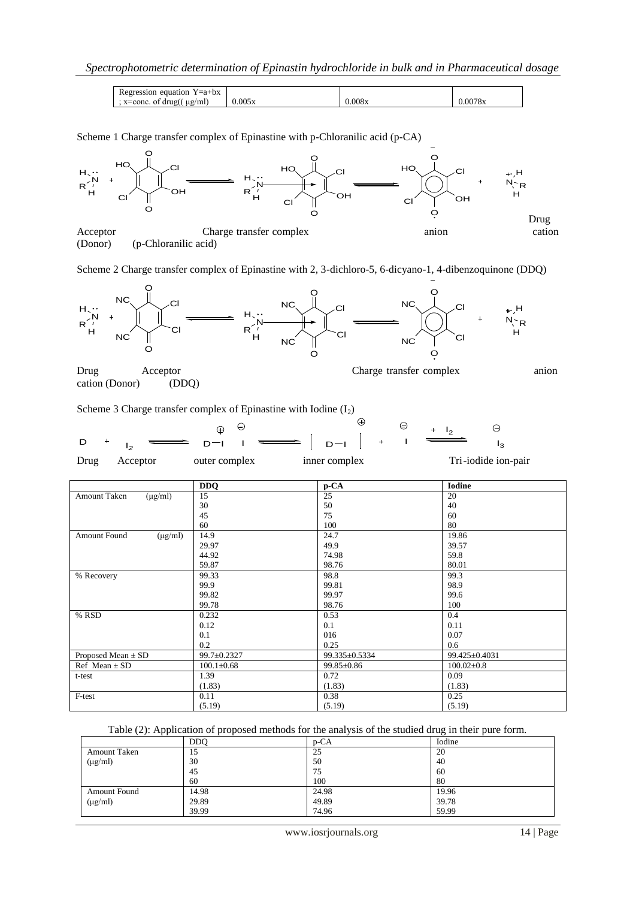| Regression equation Y=a+bx ; x=conc. of drug(( μg/ml) | 0.005x | 0.008x | 0.0078x |
|---|---|---|---|

Scheme 1 Charge transfer complex of Epinastine with p-Chloranilic acid (p-CA)

Acceptor (Donor) (p-Chloranilic acid) Charge transfer complex anion Drug cation

Scheme 2 Charge transfer complex of Epinastine with 2, 3-dichloro-5, 6-dicyano-1, 4-dibenzoquinone (DDQ)

Drug Acceptor cation (Donor) (DDQ) Charge transfer complex anion

Scheme 3 Charge transfer complex of Epinastine with Iodine ($I_2$)

$$D + I_2 \rightleftharpoons D^{\oplus}\!-\!I\ I^{\ominus} \rightleftharpoons [D\!-\!I]^{\oplus} + I^{\ominus} \xrightleftharpoons{+\ I_2} I_3^{\ominus}$$

Drug Acceptor outer complex inner complex Tri-iodide ion-pair

| | DDQ | p-CA | Iodine |
|---|---|---|---|
| Amount Taken (μg/ml) | 15<br>30<br>45<br>60 | 25<br>50<br>75<br>100 | 20<br>40<br>60<br>80 |
| Amount Found (μg/ml) | 14.9<br>29.97<br>44.92<br>59.87 | 24.7<br>49.9<br>74.98<br>98.76 | 19.86<br>39.57<br>59.8<br>80.01 |
| % Recovery | 99.33<br>99.9<br>99.82<br>99.78 | 98.8<br>99.81<br>99.97<br>98.76 | 99.3<br>98.9<br>99.6<br>100 |
| % RSD | 0.232<br>0.12<br>0.1<br>0.2 | 0.53<br>0.1<br>016<br>0.25 | 0.4<br>0.11<br>0.07<br>0.6 |
| Proposed Mean ± SD | 99.7±0.2327 | 99.335±0.5334 | 99.425±0.4031 |
| Ref Mean ± SD | 100.1±0.68 | 99.85±0.86 | 100.02±0.8 |
| t-test | 1.39<br>(1.83) | 0.72<br>(1.83) | 0.09<br>(1.83) |
| F-test | 0.11<br>(5.19) | 0.38<br>(5.19) | 0.25<br>(5.19) |

Table (2): Application of proposed methods for the analysis of the studied drug in their pure form.

| | DDQ | p-CA | Iodine |
|---|---|---|---|
| Amount Taken (μg/ml) | 15<br>30<br>45<br>60 | 25<br>50<br>75<br>100 | 20<br>40<br>60<br>80 |
| Amount Found (μg/ml) | 14.98<br>29.89<br>39.99 | 24.98<br>49.89<br>74.96 | 19.96<br>39.78<br>59.99 |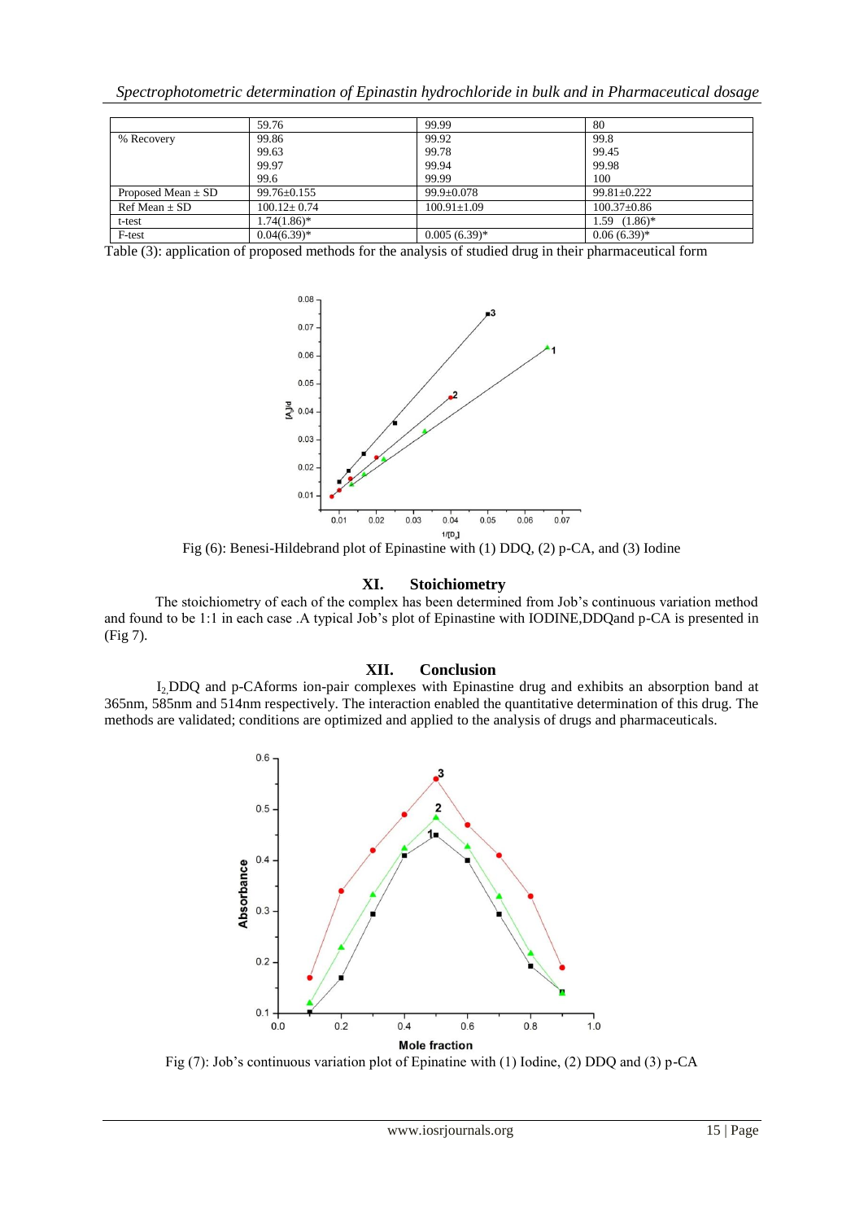|  | 59.76 | 99.99 | 80 |
|---|---|---|---|
| % Recovery | 99.86 | 99.92 | 99.8 |
|  | 99.63 | 99.78 | 99.45 |
|  | 99.97 | 99.94 | 99.98 |
|  | 99.6 | 99.99 | 100 |
| Proposed Mean ± SD | 99.76±0.155 | 99.9±0.078 | 99.81±0.222 |
| Ref Mean ± SD | 100.12± 0.74 | 100.91±1.09 | 100.37±0.86 |
| t-test | 1.74(1.86)* |  | 1.59 (1.86)* |
| F-test | 0.04(6.39)* | 0.005 (6.39)* | 0.06 (6.39)* |

Table (3): application of proposed methods for the analysis of studied drug in their pharmaceutical form

Fig (6): Benesi-Hildebrand plot of Epinastine with (1) DDQ, (2) p-CA, and (3) Iodine

## XI. Stoichiometry

The stoichiometry of each of the complex has been determined from Job's continuous variation method and found to be 1:1 in each case .A typical Job's plot of Epinastine with IODINE,DDQand p-CA is presented in (Fig 7).

## XII. Conclusion

$I_2$,DDQ and p-CAforms ion-pair complexes with Epinastine drug and exhibits an absorption band at 365nm, 585nm and 514nm respectively. The interaction enabled the quantitative determination of this drug. The methods are validated; conditions are optimized and applied to the analysis of drugs and pharmaceuticals.

Fig (7): Job's continuous variation plot of Epinatine with (1) Iodine, (2) DDQ and (3) p-CA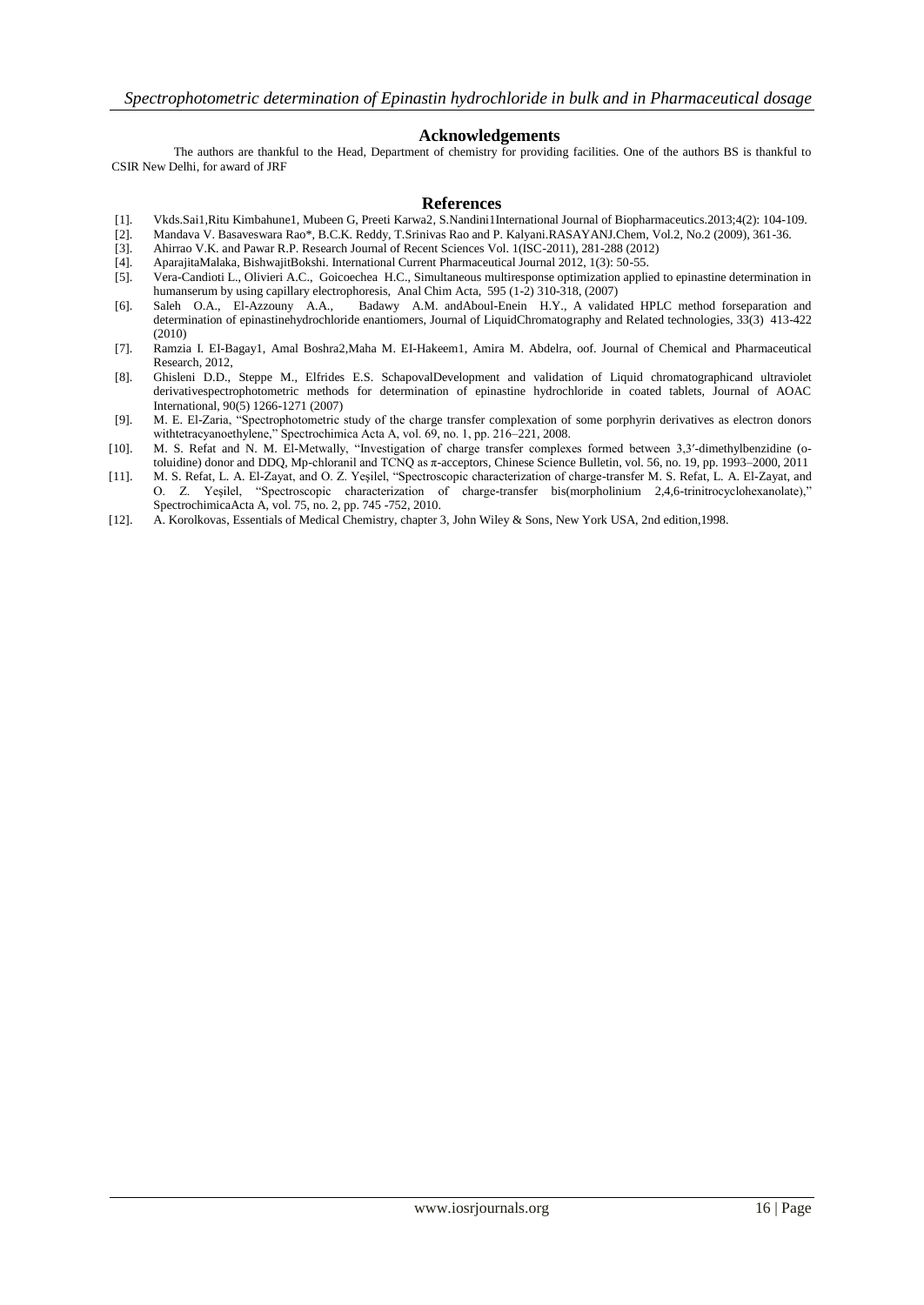## Acknowledgements

The authors are thankful to the Head, Department of chemistry for providing facilities. One of the authors BS is thankful to CSIR New Delhi, for award of JRF

## References

[1]. Vkds.Sai1,Ritu Kimbahune1, Mubeen G, Preeti Karwa2, S.Nandini1International Journal of Biopharmaceutics.2013;4(2): 104-109.

[2]. Mandava V. Basaveswara Rao*, B.C.K. Reddy, T.Srinivas Rao and P. Kalyani.RASAYANJ.Chem, Vol.2, No.2 (2009), 361-36.

[3]. Ahirrao V.K. and Pawar R.P. Research Journal of Recent Sciences Vol. 1(ISC-2011), 281-288 (2012)

[4]. AparajitaMalaka, BishwajitBokshi. International Current Pharmaceutical Journal 2012, 1(3): 50-55.

[5]. Vera-Candioti L., Olivieri A.C., Goicoechea H.C., Simultaneous multiresponse optimization applied to epinastine determination in humanserum by using capillary electrophoresis, Anal Chim Acta, 595 (1-2) 310-318, (2007)

[6]. Saleh O.A., El-Azzouny A.A., Badawy A.M. andAboul-Enein H.Y., A validated HPLC method forseparation and determination of epinastinehydrochloride enantiomers, Journal of LiquidChromatography and Related technologies, 33(3) 413-422 (2010)

[7]. Ramzia I. EI-Bagay1, Amal Boshra2,Maha M. EI-Hakeem1, Amira M. Abdelra, oof. Journal of Chemical and Pharmaceutical Research, 2012,

[8]. Ghisleni D.D., Steppe M., Elfrides E.S. SchapovalDevelopment and validation of Liquid chromatographicand ultraviolet derivativespectrophotometric methods for determination of epinastine hydrochloride in coated tablets, Journal of AOAC International, 90(5) 1266-1271 (2007)

[9]. M. E. El-Zaria, "Spectrophotometric study of the charge transfer complexation of some porphyrin derivatives as electron donors withtetracyanoethylene," Spectrochimica Acta A, vol. 69, no. 1, pp. 216–221, 2008.

[10]. M. S. Refat and N. M. El-Metwally, "Investigation of charge transfer complexes formed between 3,3′-dimethylbenzidine (o-toluidine) donor and DDQ, Mp-chloranil and TCNQ as π-acceptors, Chinese Science Bulletin, vol. 56, no. 19, pp. 1993–2000, 2011

[11]. M. S. Refat, L. A. El-Zayat, and O. Z. Yeşilel, "Spectroscopic characterization of charge-transfer M. S. Refat, L. A. El-Zayat, and O. Z. Yeşilel, "Spectroscopic characterization of charge-transfer bis(morpholinium 2,4,6-trinitrocyclohexanolate)," SpectrochimicaActa A, vol. 75, no. 2, pp. 745 -752, 2010.

[12]. A. Korolkovas, Essentials of Medical Chemistry, chapter 3, John Wiley & Sons, New York USA, 2nd edition,1998.